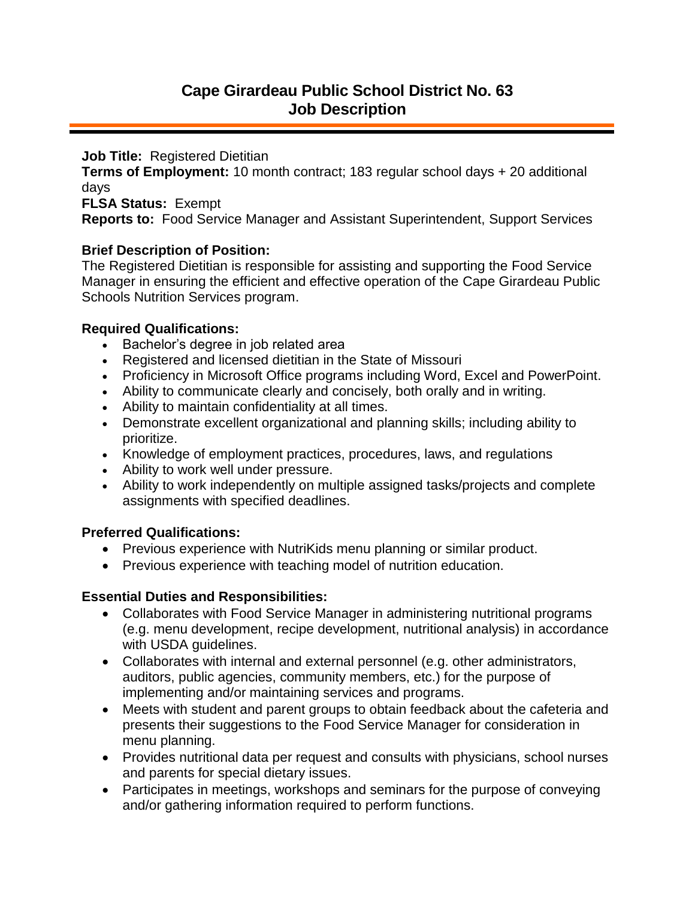# Cape Girardeau Public School District No. 63
# Job Description

**Job Title:** Registered Dietitian
**Terms of Employment:** 10 month contract; 183 regular school days + 20 additional days
**FLSA Status:** Exempt
**Reports to:** Food Service Manager and Assistant Superintendent, Support Services

**Brief Description of Position:**
The Registered Dietitian is responsible for assisting and supporting the Food Service Manager in ensuring the efficient and effective operation of the Cape Girardeau Public Schools Nutrition Services program.

**Required Qualifications:**

- Bachelor's degree in job related area
- Registered and licensed dietitian in the State of Missouri
- Proficiency in Microsoft Office programs including Word, Excel and PowerPoint.
- Ability to communicate clearly and concisely, both orally and in writing.
- Ability to maintain confidentiality at all times.
- Demonstrate excellent organizational and planning skills; including ability to prioritize.
- Knowledge of employment practices, procedures, laws, and regulations
- Ability to work well under pressure.
- Ability to work independently on multiple assigned tasks/projects and complete assignments with specified deadlines.

**Preferred Qualifications:**

- Previous experience with NutriKids menu planning or similar product.
- Previous experience with teaching model of nutrition education.

**Essential Duties and Responsibilities:**

- Collaborates with Food Service Manager in administering nutritional programs (e.g. menu development, recipe development, nutritional analysis) in accordance with USDA guidelines.
- Collaborates with internal and external personnel (e.g. other administrators, auditors, public agencies, community members, etc.) for the purpose of implementing and/or maintaining services and programs.
- Meets with student and parent groups to obtain feedback about the cafeteria and presents their suggestions to the Food Service Manager for consideration in menu planning.
- Provides nutritional data per request and consults with physicians, school nurses and parents for special dietary issues.
- Participates in meetings, workshops and seminars for the purpose of conveying and/or gathering information required to perform functions.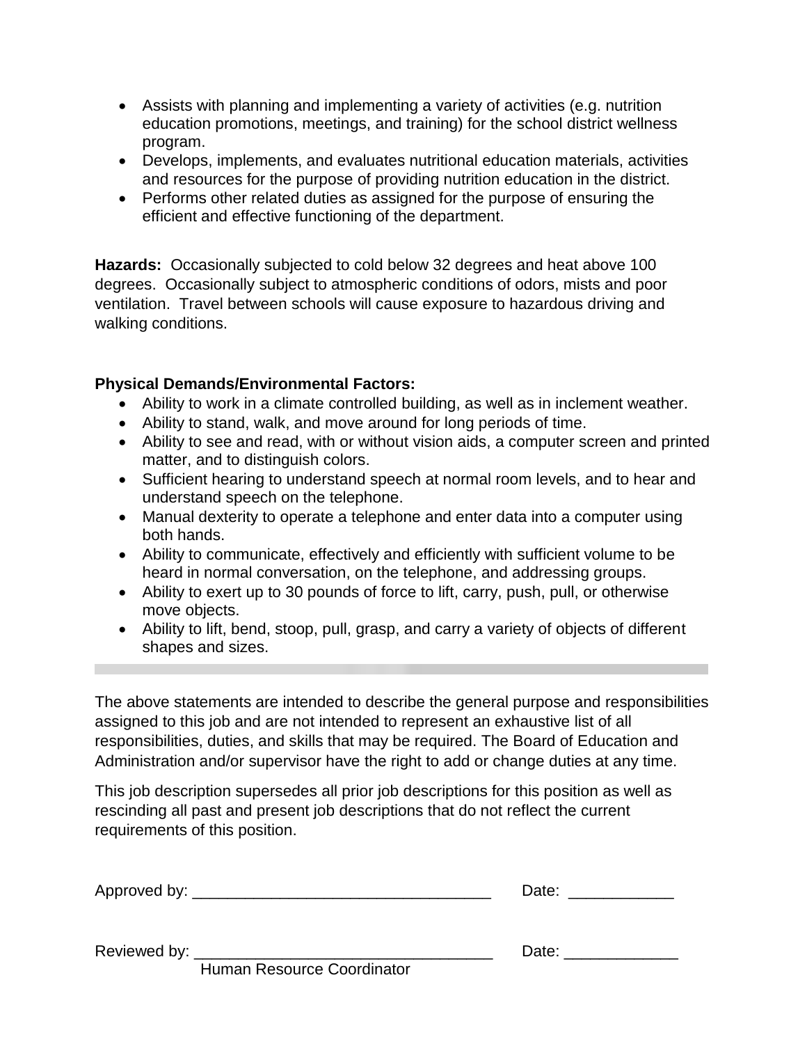- Assists with planning and implementing a variety of activities (e.g. nutrition education promotions, meetings, and training) for the school district wellness program.
- Develops, implements, and evaluates nutritional education materials, activities and resources for the purpose of providing nutrition education in the district.
- Performs other related duties as assigned for the purpose of ensuring the efficient and effective functioning of the department.

**Hazards:** Occasionally subjected to cold below 32 degrees and heat above 100 degrees. Occasionally subject to atmospheric conditions of odors, mists and poor ventilation. Travel between schools will cause exposure to hazardous driving and walking conditions.

**Physical Demands/Environmental Factors:**

- Ability to work in a climate controlled building, as well as in inclement weather.
- Ability to stand, walk, and move around for long periods of time.
- Ability to see and read, with or without vision aids, a computer screen and printed matter, and to distinguish colors.
- Sufficient hearing to understand speech at normal room levels, and to hear and understand speech on the telephone.
- Manual dexterity to operate a telephone and enter data into a computer using both hands.
- Ability to communicate, effectively and efficiently with sufficient volume to be heard in normal conversation, on the telephone, and addressing groups.
- Ability to exert up to 30 pounds of force to lift, carry, push, pull, or otherwise move objects.
- Ability to lift, bend, stoop, pull, grasp, and carry a variety of objects of different shapes and sizes.

---

The above statements are intended to describe the general purpose and responsibilities assigned to this job and are not intended to represent an exhaustive list of all responsibilities, duties, and skills that may be required. The Board of Education and Administration and/or supervisor have the right to add or change duties at any time.

This job description supersedes all prior job descriptions for this position as well as rescinding all past and present job descriptions that do not reflect the current requirements of this position.

Approved by: ___________________________________ Date: ____________

Reviewed by: ___________________________________ Date: _____________
Human Resource Coordinator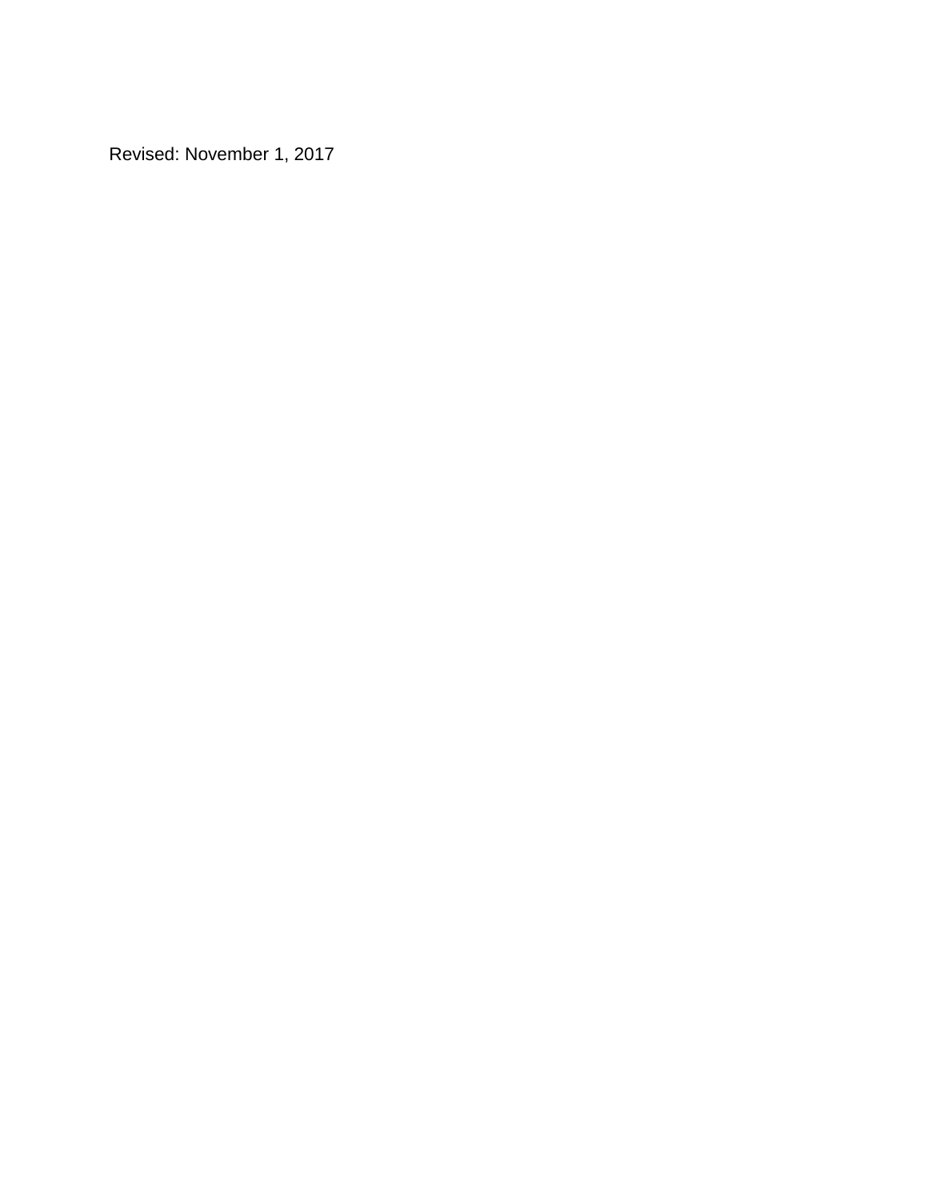Revised: November 1, 2017